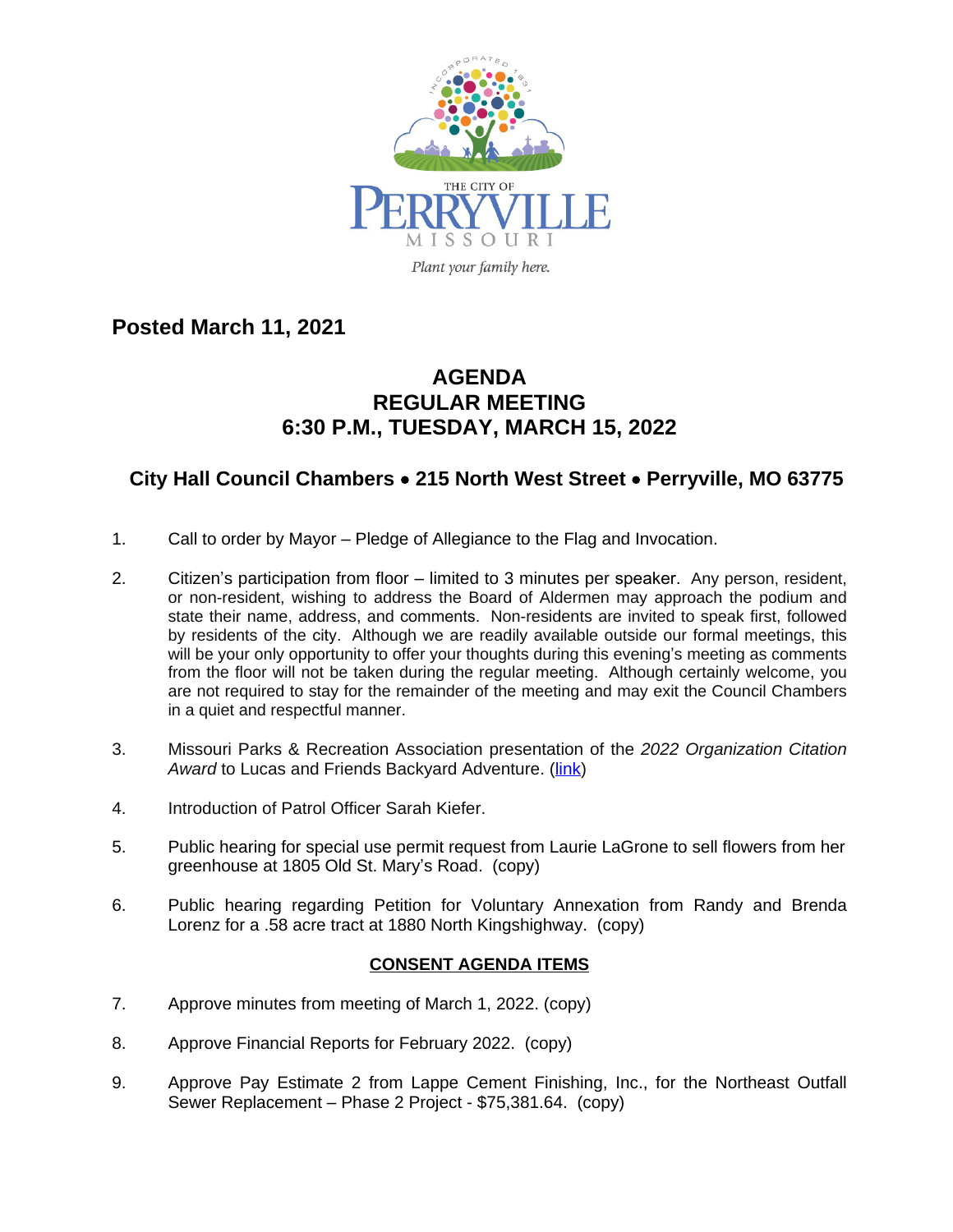THE CITY OF PERRYVILLE MISSOURI

*Plant your family here.*

**Posted March 11, 2021**

# AGENDA
# REGULAR MEETING
# 6:30 P.M., TUESDAY, MARCH 15, 2022

## City Hall Council Chambers • 215 North West Street • Perryville, MO 63775

1. Call to order by Mayor – Pledge of Allegiance to the Flag and Invocation.

2. Citizen's participation from floor – limited to 3 minutes per speaker. Any person, resident, or non-resident, wishing to address the Board of Aldermen may approach the podium and state their name, address, and comments. Non-residents are invited to speak first, followed by residents of the city. Although we are readily available outside our formal meetings, this will be your only opportunity to offer your thoughts during this evening's meeting as comments from the floor will not be taken during the regular meeting. Although certainly welcome, you are not required to stay for the remainder of the meeting and may exit the Council Chambers in a quiet and respectful manner.

3. Missouri Parks & Recreation Association presentation of the *2022 Organization Citation Award* to Lucas and Friends Backyard Adventure. (link)

4. Introduction of Patrol Officer Sarah Kiefer.

5. Public hearing for special use permit request from Laurie LaGrone to sell flowers from her greenhouse at 1805 Old St. Mary's Road. (copy)

6. Public hearing regarding Petition for Voluntary Annexation from Randy and Brenda Lorenz for a .58 acre tract at 1880 North Kingshighway. (copy)

**CONSENT AGENDA ITEMS**

7. Approve minutes from meeting of March 1, 2022. (copy)

8. Approve Financial Reports for February 2022. (copy)

9. Approve Pay Estimate 2 from Lappe Cement Finishing, Inc., for the Northeast Outfall Sewer Replacement – Phase 2 Project - $75,381.64. (copy)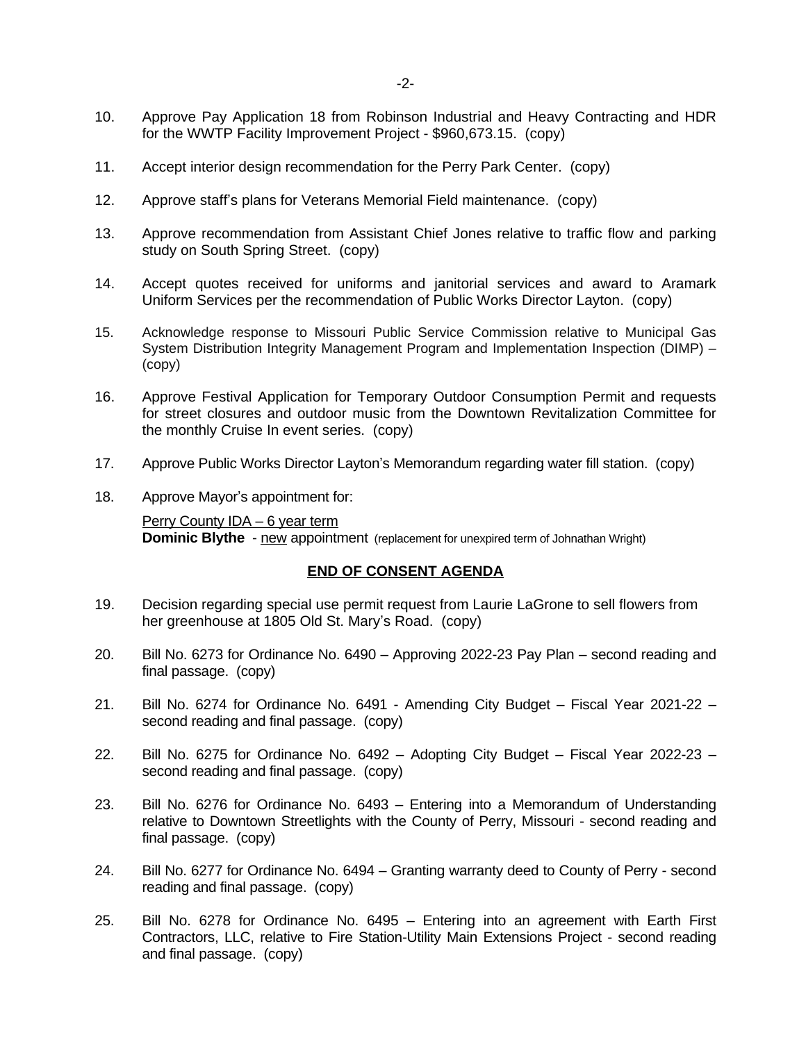10. Approve Pay Application 18 from Robinson Industrial and Heavy Contracting and HDR for the WWTP Facility Improvement Project - $960,673.15. (copy)

11. Accept interior design recommendation for the Perry Park Center. (copy)

12. Approve staff's plans for Veterans Memorial Field maintenance. (copy)

13. Approve recommendation from Assistant Chief Jones relative to traffic flow and parking study on South Spring Street. (copy)

14. Accept quotes received for uniforms and janitorial services and award to Aramark Uniform Services per the recommendation of Public Works Director Layton. (copy)

15. Acknowledge response to Missouri Public Service Commission relative to Municipal Gas System Distribution Integrity Management Program and Implementation Inspection (DIMP) – (copy)

16. Approve Festival Application for Temporary Outdoor Consumption Permit and requests for street closures and outdoor music from the Downtown Revitalization Committee for the monthly Cruise In event series. (copy)

17. Approve Public Works Director Layton's Memorandum regarding water fill station. (copy)

18. Approve Mayor's appointment for:

    <u>Perry County IDA – 6 year term</u>
    **Dominic Blythe** - <u>new</u> appointment (replacement for unexpired term of Johnathan Wright)

**<u>END OF CONSENT AGENDA</u>**

19. Decision regarding special use permit request from Laurie LaGrone to sell flowers from her greenhouse at 1805 Old St. Mary's Road. (copy)

20. Bill No. 6273 for Ordinance No. 6490 – Approving 2022-23 Pay Plan – second reading and final passage. (copy)

21. Bill No. 6274 for Ordinance No. 6491 - Amending City Budget – Fiscal Year 2021-22 – second reading and final passage. (copy)

22. Bill No. 6275 for Ordinance No. 6492 – Adopting City Budget – Fiscal Year 2022-23 – second reading and final passage. (copy)

23. Bill No. 6276 for Ordinance No. 6493 – Entering into a Memorandum of Understanding relative to Downtown Streetlights with the County of Perry, Missouri - second reading and final passage. (copy)

24. Bill No. 6277 for Ordinance No. 6494 – Granting warranty deed to County of Perry - second reading and final passage. (copy)

25. Bill No. 6278 for Ordinance No. 6495 – Entering into an agreement with Earth First Contractors, LLC, relative to Fire Station-Utility Main Extensions Project - second reading and final passage. (copy)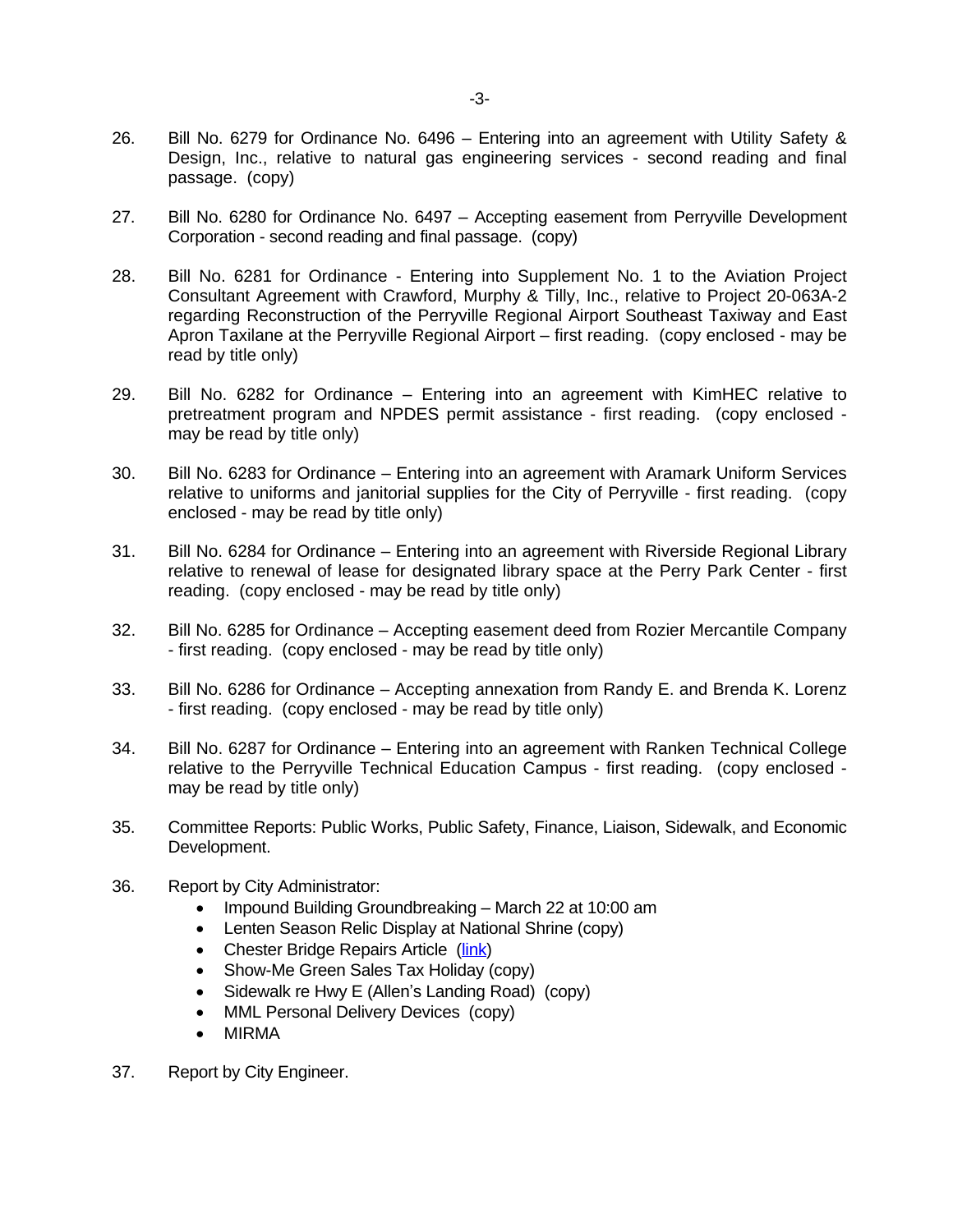26. Bill No. 6279 for Ordinance No. 6496 – Entering into an agreement with Utility Safety & Design, Inc., relative to natural gas engineering services - second reading and final passage. (copy)

27. Bill No. 6280 for Ordinance No. 6497 – Accepting easement from Perryville Development Corporation - second reading and final passage. (copy)

28. Bill No. 6281 for Ordinance - Entering into Supplement No. 1 to the Aviation Project Consultant Agreement with Crawford, Murphy & Tilly, Inc., relative to Project 20-063A-2 regarding Reconstruction of the Perryville Regional Airport Southeast Taxiway and East Apron Taxilane at the Perryville Regional Airport – first reading. (copy enclosed - may be read by title only)

29. Bill No. 6282 for Ordinance – Entering into an agreement with KimHEC relative to pretreatment program and NPDES permit assistance - first reading. (copy enclosed - may be read by title only)

30. Bill No. 6283 for Ordinance – Entering into an agreement with Aramark Uniform Services relative to uniforms and janitorial supplies for the City of Perryville - first reading. (copy enclosed - may be read by title only)

31. Bill No. 6284 for Ordinance – Entering into an agreement with Riverside Regional Library relative to renewal of lease for designated library space at the Perry Park Center - first reading. (copy enclosed - may be read by title only)

32. Bill No. 6285 for Ordinance – Accepting easement deed from Rozier Mercantile Company - first reading. (copy enclosed - may be read by title only)

33. Bill No. 6286 for Ordinance – Accepting annexation from Randy E. and Brenda K. Lorenz - first reading. (copy enclosed - may be read by title only)

34. Bill No. 6287 for Ordinance – Entering into an agreement with Ranken Technical College relative to the Perryville Technical Education Campus - first reading. (copy enclosed - may be read by title only)

35. Committee Reports: Public Works, Public Safety, Finance, Liaison, Sidewalk, and Economic Development.

36. Report by City Administrator:
    - Impound Building Groundbreaking – March 22 at 10:00 am
    - Lenten Season Relic Display at National Shrine (copy)
    - Chester Bridge Repairs Article (link)
    - Show-Me Green Sales Tax Holiday (copy)
    - Sidewalk re Hwy E (Allen's Landing Road) (copy)
    - MML Personal Delivery Devices (copy)
    - MIRMA

37. Report by City Engineer.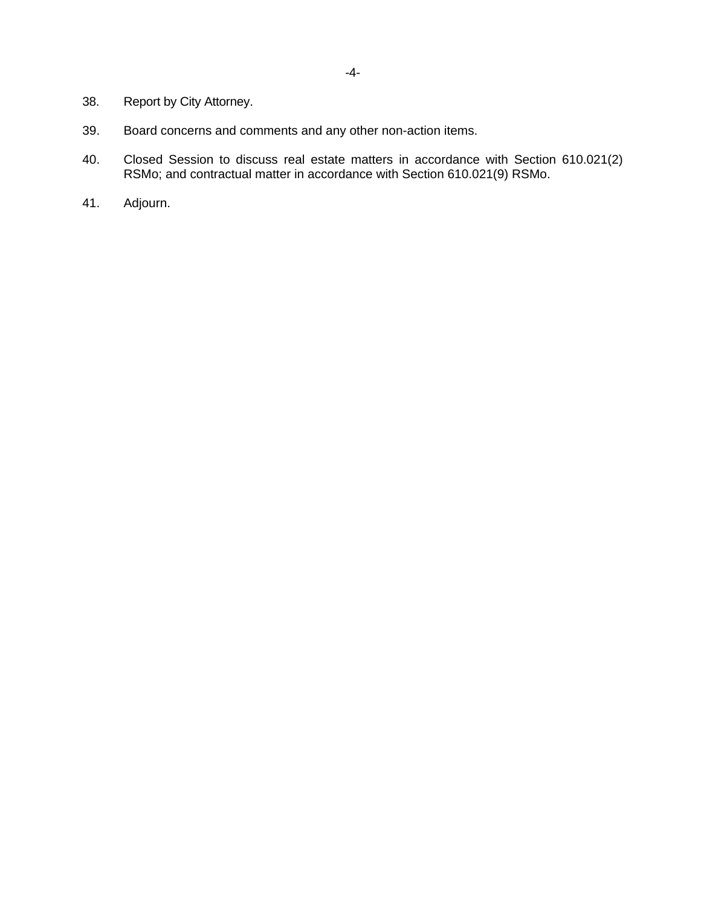38. Report by City Attorney.

39. Board concerns and comments and any other non-action items.

40. Closed Session to discuss real estate matters in accordance with Section 610.021(2) RSMo; and contractual matter in accordance with Section 610.021(9) RSMo.

41. Adjourn.